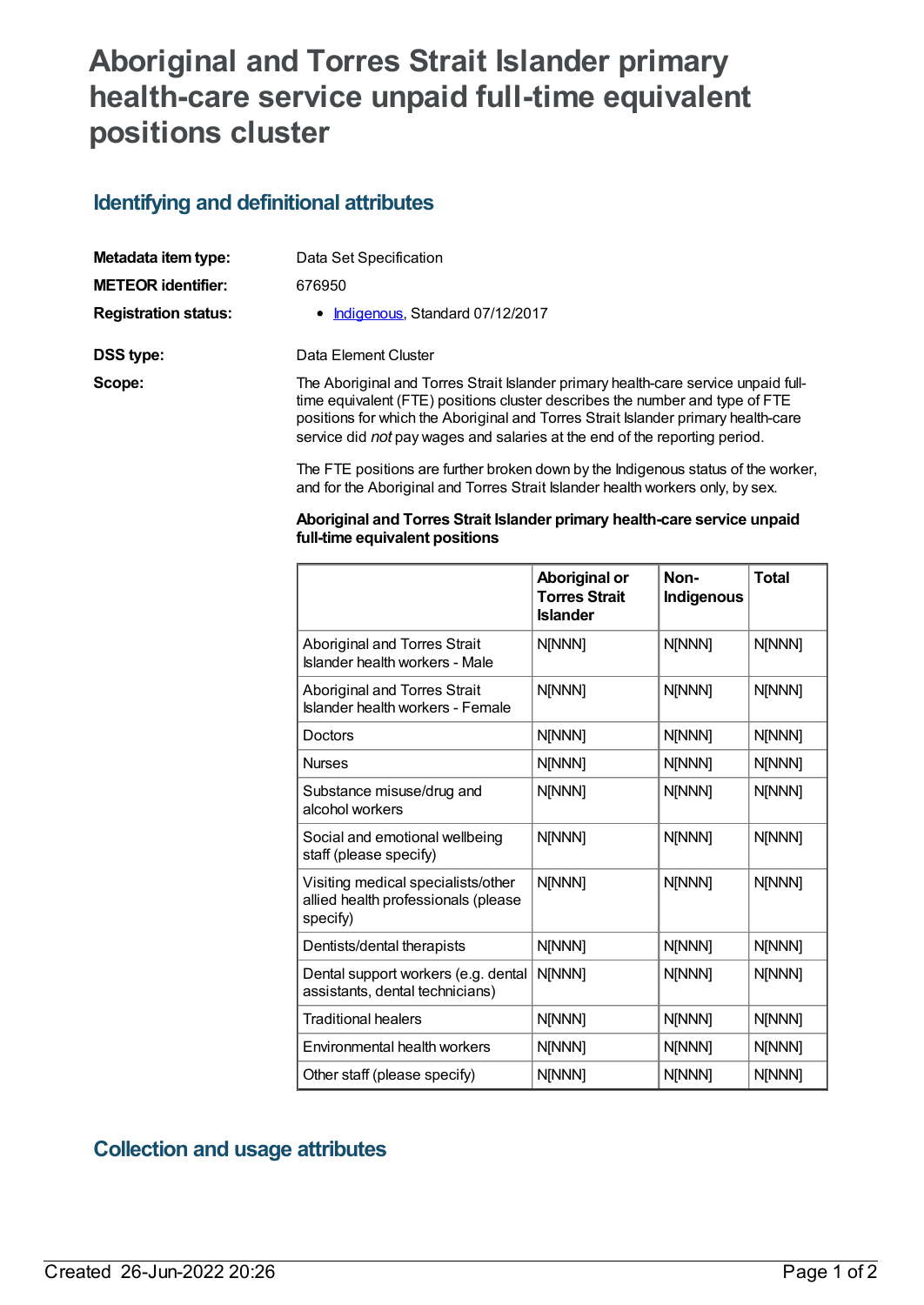# Aboriginal and Torres Strait Islander primary health-care service unpaid full-time equivalent positions cluster

## Identifying and definitional attributes

**Metadata item type:** Data Set Specification

**METEOR identifier:** 676950

**Registration status:**

- Indigenous, Standard 07/12/2017

**DSS type:** Data Element Cluster

**Scope:** The Aboriginal and Torres Strait Islander primary health-care service unpaid full-time equivalent (FTE) positions cluster describes the number and type of FTE positions for which the Aboriginal and Torres Strait Islander primary health-care service did *not* pay wages and salaries at the end of the reporting period.

The FTE positions are further broken down by the Indigenous status of the worker, and for the Aboriginal and Torres Strait Islander health workers only, by sex.

**Aboriginal and Torres Strait Islander primary health-care service unpaid full-time equivalent positions**

| | Aboriginal or Torres Strait Islander | Non-Indigenous | Total |
|---|---|---|---|
| Aboriginal and Torres Strait Islander health workers - Male | N[NNN] | N[NNN] | N[NNN] |
| Aboriginal and Torres Strait Islander health workers - Female | N[NNN] | N[NNN] | N[NNN] |
| Doctors | N[NNN] | N[NNN] | N[NNN] |
| Nurses | N[NNN] | N[NNN] | N[NNN] |
| Substance misuse/drug and alcohol workers | N[NNN] | N[NNN] | N[NNN] |
| Social and emotional wellbeing staff (please specify) | N[NNN] | N[NNN] | N[NNN] |
| Visiting medical specialists/other allied health professionals (please specify) | N[NNN] | N[NNN] | N[NNN] |
| Dentists/dental therapists | N[NNN] | N[NNN] | N[NNN] |
| Dental support workers (e.g. dental assistants, dental technicians) | N[NNN] | N[NNN] | N[NNN] |
| Traditional healers | N[NNN] | N[NNN] | N[NNN] |
| Environmental health workers | N[NNN] | N[NNN] | N[NNN] |
| Other staff (please specify) | N[NNN] | N[NNN] | N[NNN] |

## Collection and usage attributes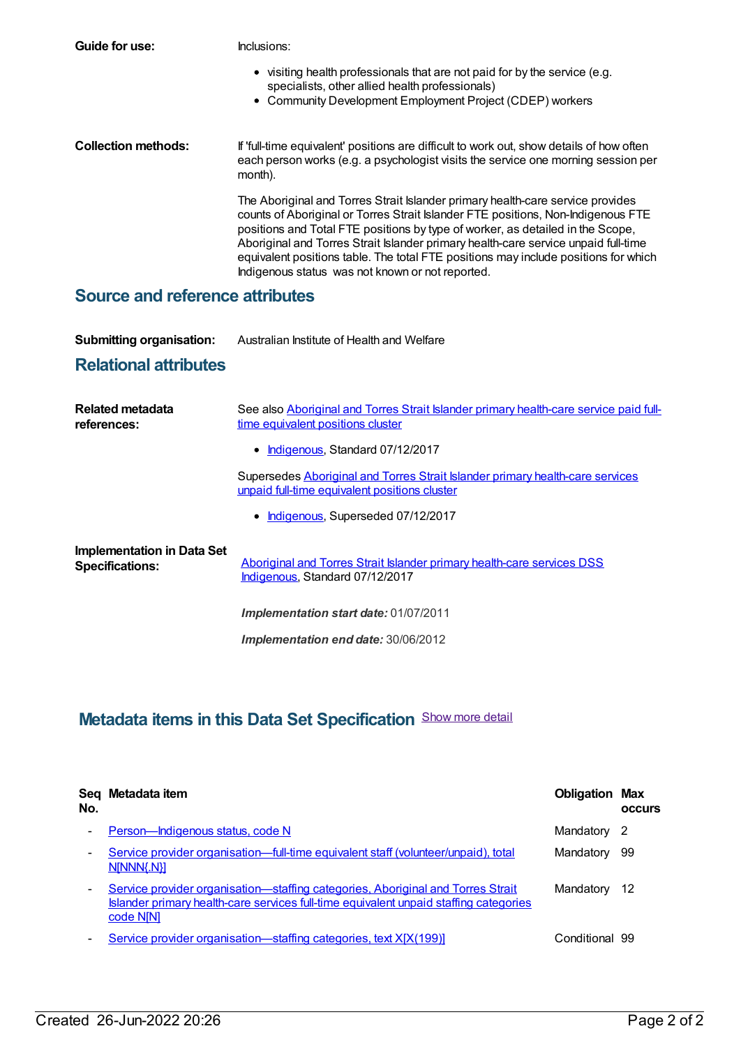**Guide for use:** Inclusions:

- visiting health professionals that are not paid for by the service (e.g. specialists, other allied health professionals)
- Community Development Employment Project (CDEP) workers

**Collection methods:** If 'full-time equivalent' positions are difficult to work out, show details of how often each person works (e.g. a psychologist visits the service one morning session per month).

The Aboriginal and Torres Strait Islander primary health-care service provides counts of Aboriginal or Torres Strait Islander FTE positions, Non-Indigenous FTE positions and Total FTE positions by type of worker, as detailed in the Scope, Aboriginal and Torres Strait Islander primary health-care service unpaid full-time equivalent positions table. The total FTE positions may include positions for which Indigenous status was not known or not reported.

## Source and reference attributes

**Submitting organisation:** Australian Institute of Health and Welfare

## Relational attributes

**Related metadata references:** See also Aboriginal and Torres Strait Islander primary health-care service paid full-time equivalent positions cluster

- Indigenous, Standard 07/12/2017

Supersedes Aboriginal and Torres Strait Islander primary health-care services unpaid full-time equivalent positions cluster

- Indigenous, Superseded 07/12/2017

**Implementation in Data Set Specifications:** Aboriginal and Torres Strait Islander primary health-care services DSS
Indigenous, Standard 07/12/2017

***Implementation start date:*** 01/07/2011

***Implementation end date:*** 30/06/2012

## Metadata items in this Data Set Specification

Show more detail

| Seq No. | Metadata item | Obligation | Max occurs |
|---|---|---|---|
| - | Person—Indigenous status, code N | Mandatory | 2 |
| - | Service provider organisation—full-time equivalent staff (volunteer/unpaid), total N[NNN{.N}] | Mandatory | 99 |
| - | Service provider organisation—staffing categories, Aboriginal and Torres Strait Islander primary health-care services full-time equivalent unpaid staffing categories code N[N] | Mandatory | 12 |
| - | Service provider organisation—staffing categories, text X[X(199)] | Conditional | 99 |